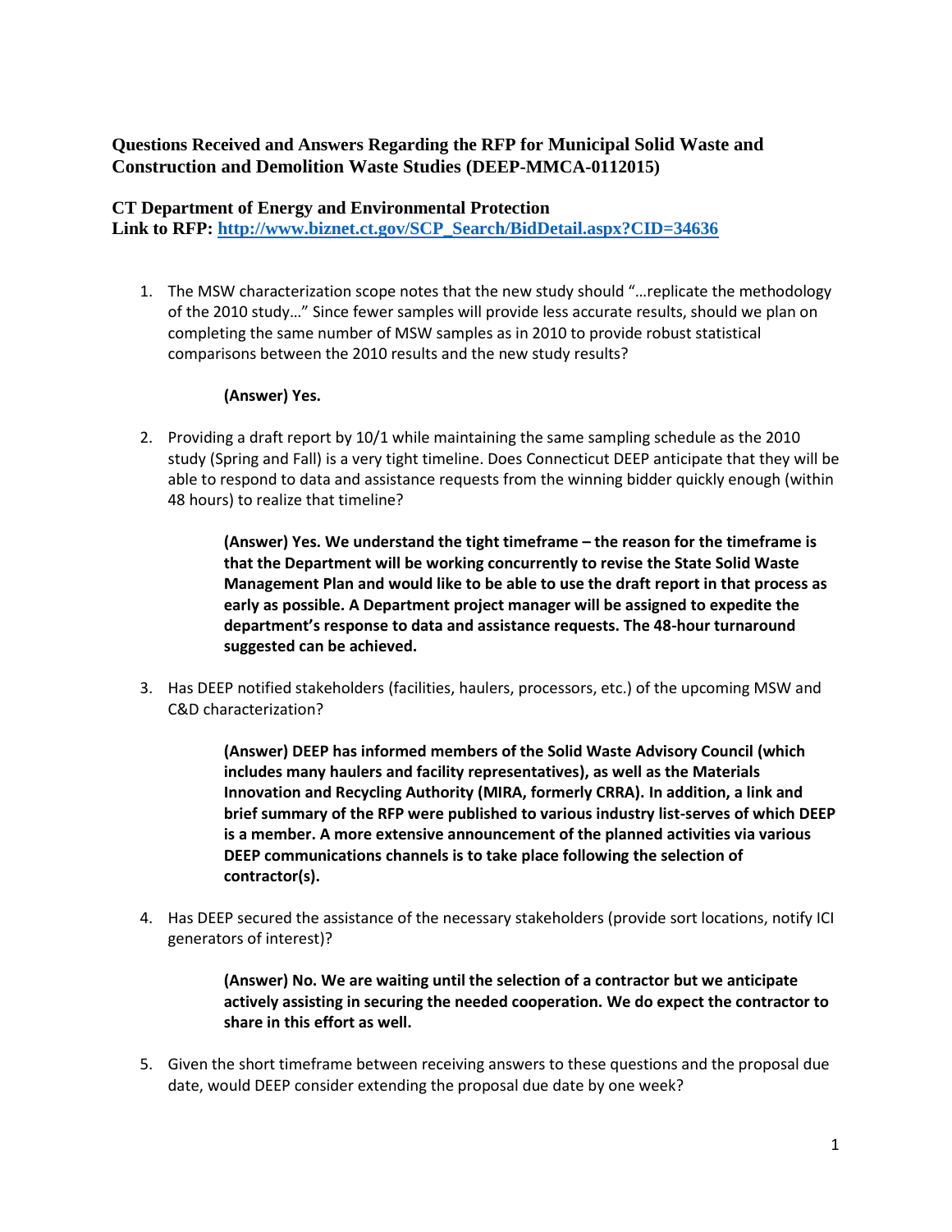# Questions Received and Answers Regarding the RFP for Municipal Solid Waste and Construction and Demolition Waste Studies (DEEP-MMCA-0112015)

**CT Department of Energy and Environmental Protection**
**Link to RFP: [http://www.biznet.ct.gov/SCP_Search/BidDetail.aspx?CID=34636](http://www.biznet.ct.gov/SCP_Search/BidDetail.aspx?CID=34636)**

1. The MSW characterization scope notes that the new study should "…replicate the methodology of the 2010 study…" Since fewer samples will provide less accurate results, should we plan on completing the same number of MSW samples as in 2010 to provide robust statistical comparisons between the 2010 results and the new study results?

   **(Answer) Yes.**

2. Providing a draft report by 10/1 while maintaining the same sampling schedule as the 2010 study (Spring and Fall) is a very tight timeline. Does Connecticut DEEP anticipate that they will be able to respond to data and assistance requests from the winning bidder quickly enough (within 48 hours) to realize that timeline?

   **(Answer) Yes. We understand the tight timeframe – the reason for the timeframe is that the Department will be working concurrently to revise the State Solid Waste Management Plan and would like to be able to use the draft report in that process as early as possible. A Department project manager will be assigned to expedite the department's response to data and assistance requests. The 48-hour turnaround suggested can be achieved.**

3. Has DEEP notified stakeholders (facilities, haulers, processors, etc.) of the upcoming MSW and C&D characterization?

   **(Answer) DEEP has informed members of the Solid Waste Advisory Council (which includes many haulers and facility representatives), as well as the Materials Innovation and Recycling Authority (MIRA, formerly CRRA). In addition, a link and brief summary of the RFP were published to various industry list-serves of which DEEP is a member. A more extensive announcement of the planned activities via various DEEP communications channels is to take place following the selection of contractor(s).**

4. Has DEEP secured the assistance of the necessary stakeholders (provide sort locations, notify ICI generators of interest)?

   **(Answer) No. We are waiting until the selection of a contractor but we anticipate actively assisting in securing the needed cooperation. We do expect the contractor to share in this effort as well.**

5. Given the short timeframe between receiving answers to these questions and the proposal due date, would DEEP consider extending the proposal due date by one week?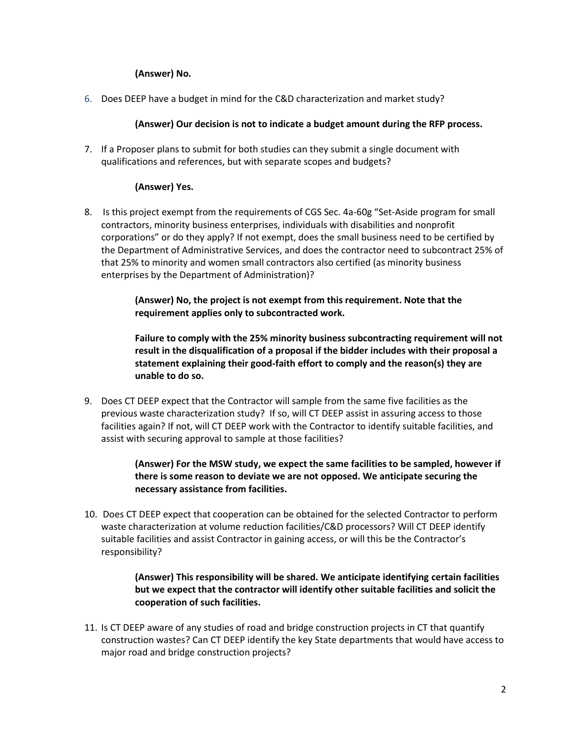**(Answer) No.**

6. Does DEEP have a budget in mind for the C&D characterization and market study?

   **(Answer) Our decision is not to indicate a budget amount during the RFP process.**

7. If a Proposer plans to submit for both studies can they submit a single document with qualifications and references, but with separate scopes and budgets?

   **(Answer) Yes.**

8. Is this project exempt from the requirements of CGS Sec. 4a-60g "Set-Aside program for small contractors, minority business enterprises, individuals with disabilities and nonprofit corporations" or do they apply? If not exempt, does the small business need to be certified by the Department of Administrative Services, and does the contractor need to subcontract 25% of that 25% to minority and women small contractors also certified (as minority business enterprises by the Department of Administration)?

   **(Answer) No, the project is not exempt from this requirement. Note that the requirement applies only to subcontracted work.**

   **Failure to comply with the 25% minority business subcontracting requirement will not result in the disqualification of a proposal if the bidder includes with their proposal a statement explaining their good-faith effort to comply and the reason(s) they are unable to do so.**

9. Does CT DEEP expect that the Contractor will sample from the same five facilities as the previous waste characterization study? If so, will CT DEEP assist in assuring access to those facilities again? If not, will CT DEEP work with the Contractor to identify suitable facilities, and assist with securing approval to sample at those facilities?

   **(Answer) For the MSW study, we expect the same facilities to be sampled, however if there is some reason to deviate we are not opposed. We anticipate securing the necessary assistance from facilities.**

10. Does CT DEEP expect that cooperation can be obtained for the selected Contractor to perform waste characterization at volume reduction facilities/C&D processors? Will CT DEEP identify suitable facilities and assist Contractor in gaining access, or will this be the Contractor's responsibility?

    **(Answer) This responsibility will be shared. We anticipate identifying certain facilities but we expect that the contractor will identify other suitable facilities and solicit the cooperation of such facilities.**

11. Is CT DEEP aware of any studies of road and bridge construction projects in CT that quantify construction wastes? Can CT DEEP identify the key State departments that would have access to major road and bridge construction projects?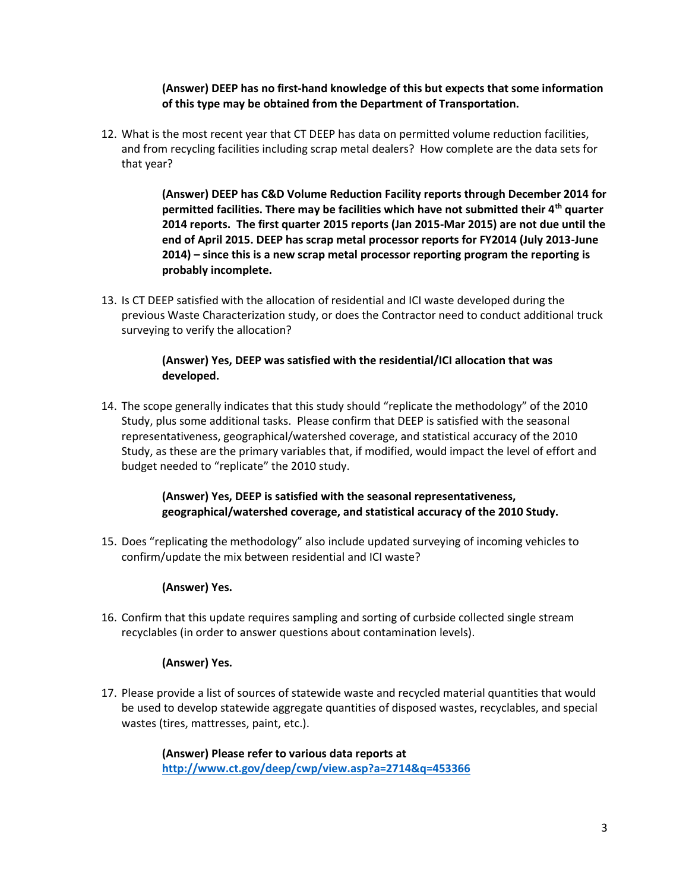**(Answer) DEEP has no first-hand knowledge of this but expects that some information of this type may be obtained from the Department of Transportation.**

12. What is the most recent year that CT DEEP has data on permitted volume reduction facilities, and from recycling facilities including scrap metal dealers? How complete are the data sets for that year?

    **(Answer) DEEP has C&D Volume Reduction Facility reports through December 2014 for permitted facilities. There may be facilities which have not submitted their 4th quarter 2014 reports. The first quarter 2015 reports (Jan 2015-Mar 2015) are not due until the end of April 2015. DEEP has scrap metal processor reports for FY2014 (July 2013-June 2014) – since this is a new scrap metal processor reporting program the reporting is probably incomplete.**

13. Is CT DEEP satisfied with the allocation of residential and ICI waste developed during the previous Waste Characterization study, or does the Contractor need to conduct additional truck surveying to verify the allocation?

    **(Answer) Yes, DEEP was satisfied with the residential/ICI allocation that was developed.**

14. The scope generally indicates that this study should "replicate the methodology" of the 2010 Study, plus some additional tasks. Please confirm that DEEP is satisfied with the seasonal representativeness, geographical/watershed coverage, and statistical accuracy of the 2010 Study, as these are the primary variables that, if modified, would impact the level of effort and budget needed to "replicate" the 2010 study.

    **(Answer) Yes, DEEP is satisfied with the seasonal representativeness, geographical/watershed coverage, and statistical accuracy of the 2010 Study.**

15. Does "replicating the methodology" also include updated surveying of incoming vehicles to confirm/update the mix between residential and ICI waste?

    **(Answer) Yes.**

16. Confirm that this update requires sampling and sorting of curbside collected single stream recyclables (in order to answer questions about contamination levels).

    **(Answer) Yes.**

17. Please provide a list of sources of statewide waste and recycled material quantities that would be used to develop statewide aggregate quantities of disposed wastes, recyclables, and special wastes (tires, mattresses, paint, etc.).

    **(Answer) Please refer to various data reports at [http://www.ct.gov/deep/cwp/view.asp?a=2714&q=453366](http://www.ct.gov/deep/cwp/view.asp?a=2714&q=453366)**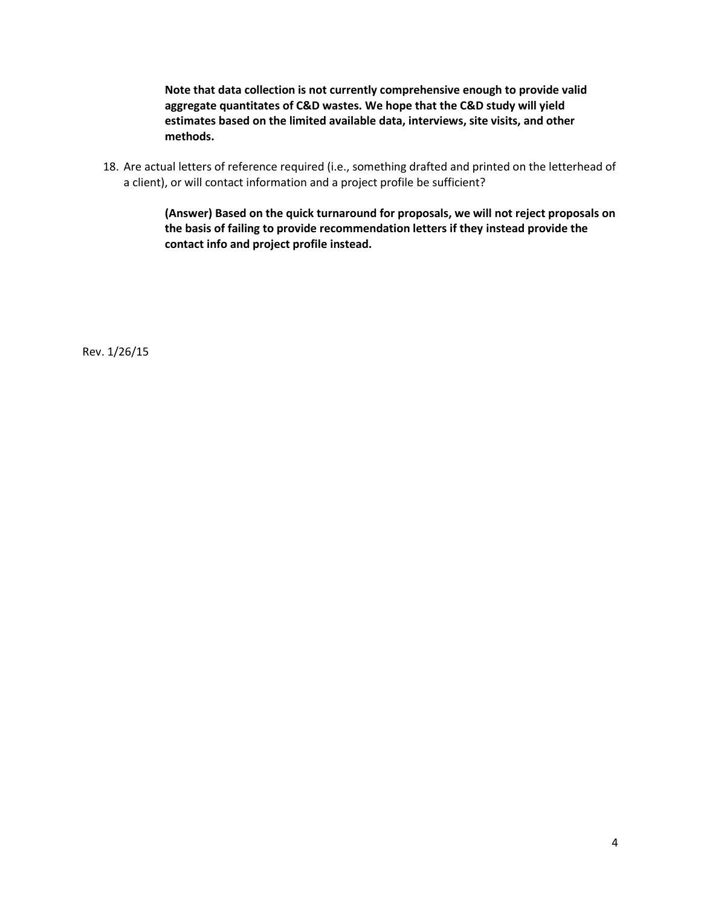**Note that data collection is not currently comprehensive enough to provide valid aggregate quantitates of C&D wastes. We hope that the C&D study will yield estimates based on the limited available data, interviews, site visits, and other methods.**

18. Are actual letters of reference required (i.e., something drafted and printed on the letterhead of a client), or will contact information and a project profile be sufficient?

    **(Answer) Based on the quick turnaround for proposals, we will not reject proposals on the basis of failing to provide recommendation letters if they instead provide the contact info and project profile instead.**

Rev. 1/26/15